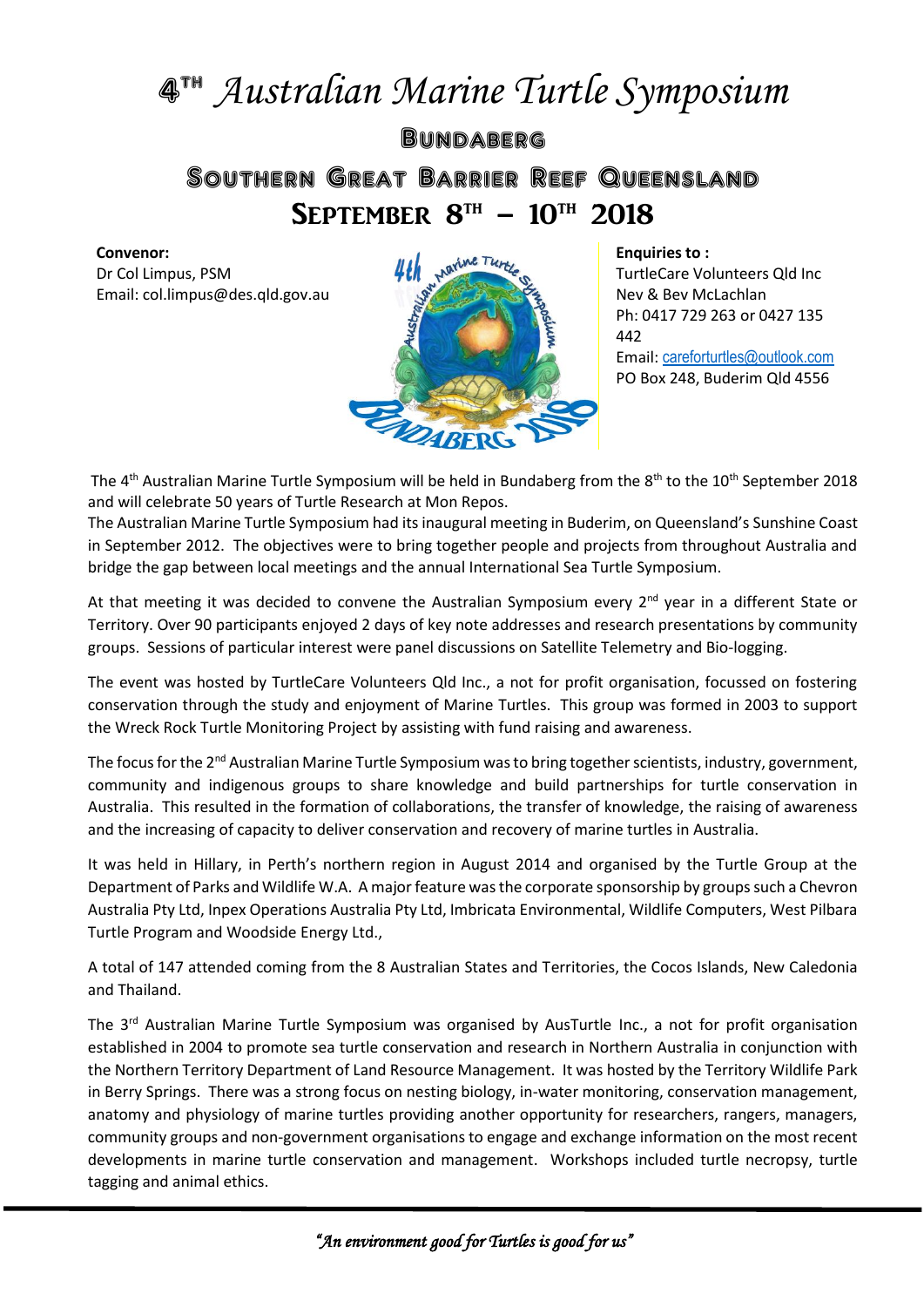# 4[TH] *Australian Marine Turtle Symposium*

## Bundaberg

## Southern Great Barrier Reef Queensland

## September 8[TH] – 10[TH] 2018

**Convenor:**
Dr Col Limpus, PSM
Email: col.limpus@des.qld.gov.au

**Enquiries to :**
TurtleCare Volunteers Qld Inc
Nev & Bev McLachlan
Ph: 0417 729 263 or 0427 135 442
Email: careforturtles@outlook.com
PO Box 248, Buderim Qld 4556

The 4[th] Australian Marine Turtle Symposium will be held in Bundaberg from the 8[th] to the 10[th] September 2018 and will celebrate 50 years of Turtle Research at Mon Repos.
The Australian Marine Turtle Symposium had its inaugural meeting in Buderim, on Queensland's Sunshine Coast in September 2012. The objectives were to bring together people and projects from throughout Australia and bridge the gap between local meetings and the annual International Sea Turtle Symposium.

At that meeting it was decided to convene the Australian Symposium every 2[nd] year in a different State or Territory. Over 90 participants enjoyed 2 days of key note addresses and research presentations by community groups. Sessions of particular interest were panel discussions on Satellite Telemetry and Bio-logging.

The event was hosted by TurtleCare Volunteers Qld Inc., a not for profit organisation, focussed on fostering conservation through the study and enjoyment of Marine Turtles. This group was formed in 2003 to support the Wreck Rock Turtle Monitoring Project by assisting with fund raising and awareness.

The focus for the 2[nd] Australian Marine Turtle Symposium was to bring together scientists, industry, government, community and indigenous groups to share knowledge and build partnerships for turtle conservation in Australia. This resulted in the formation of collaborations, the transfer of knowledge, the raising of awareness and the increasing of capacity to deliver conservation and recovery of marine turtles in Australia.

It was held in Hillary, in Perth's northern region in August 2014 and organised by the Turtle Group at the Department of Parks and Wildlife W.A. A major feature was the corporate sponsorship by groups such a Chevron Australia Pty Ltd, Inpex Operations Australia Pty Ltd, Imbricata Environmental, Wildlife Computers, West Pilbara Turtle Program and Woodside Energy Ltd.,

A total of 147 attended coming from the 8 Australian States and Territories, the Cocos Islands, New Caledonia and Thailand.

The 3[rd] Australian Marine Turtle Symposium was organised by AusTurtle Inc., a not for profit organisation established in 2004 to promote sea turtle conservation and research in Northern Australia in conjunction with the Northern Territory Department of Land Resource Management. It was hosted by the Territory Wildlife Park in Berry Springs. There was a strong focus on nesting biology, in-water monitoring, conservation management, anatomy and physiology of marine turtles providing another opportunity for researchers, rangers, managers, community groups and non-government organisations to engage and exchange information on the most recent developments in marine turtle conservation and management. Workshops included turtle necropsy, turtle tagging and animal ethics.

*"An environment good for Turtles is good for us"*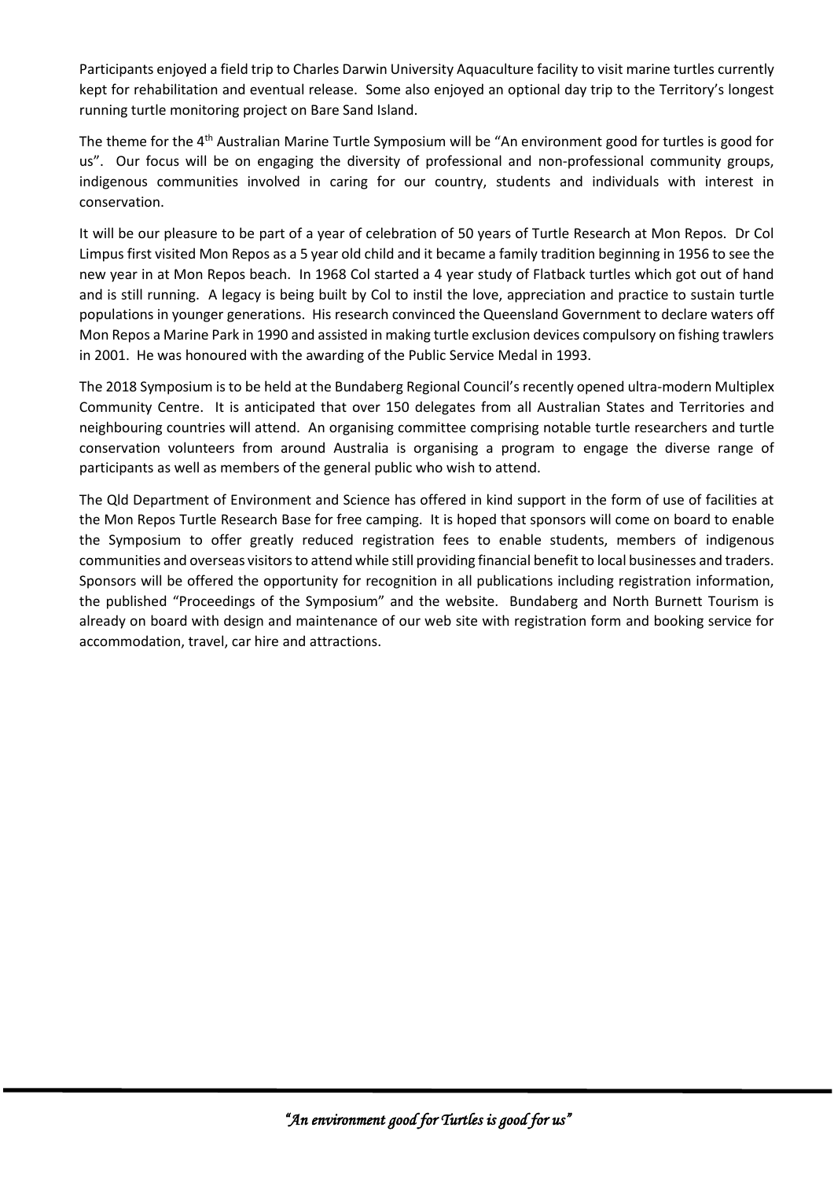Participants enjoyed a field trip to Charles Darwin University Aquaculture facility to visit marine turtles currently kept for rehabilitation and eventual release. Some also enjoyed an optional day trip to the Territory's longest running turtle monitoring project on Bare Sand Island.

The theme for the 4th Australian Marine Turtle Symposium will be "An environment good for turtles is good for us". Our focus will be on engaging the diversity of professional and non-professional community groups, indigenous communities involved in caring for our country, students and individuals with interest in conservation.

It will be our pleasure to be part of a year of celebration of 50 years of Turtle Research at Mon Repos. Dr Col Limpus first visited Mon Repos as a 5 year old child and it became a family tradition beginning in 1956 to see the new year in at Mon Repos beach. In 1968 Col started a 4 year study of Flatback turtles which got out of hand and is still running. A legacy is being built by Col to instil the love, appreciation and practice to sustain turtle populations in younger generations. His research convinced the Queensland Government to declare waters off Mon Repos a Marine Park in 1990 and assisted in making turtle exclusion devices compulsory on fishing trawlers in 2001. He was honoured with the awarding of the Public Service Medal in 1993.

The 2018 Symposium is to be held at the Bundaberg Regional Council's recently opened ultra-modern Multiplex Community Centre. It is anticipated that over 150 delegates from all Australian States and Territories and neighbouring countries will attend. An organising committee comprising notable turtle researchers and turtle conservation volunteers from around Australia is organising a program to engage the diverse range of participants as well as members of the general public who wish to attend.

The Qld Department of Environment and Science has offered in kind support in the form of use of facilities at the Mon Repos Turtle Research Base for free camping. It is hoped that sponsors will come on board to enable the Symposium to offer greatly reduced registration fees to enable students, members of indigenous communities and overseas visitors to attend while still providing financial benefit to local businesses and traders. Sponsors will be offered the opportunity for recognition in all publications including registration information, the published "Proceedings of the Symposium" and the website. Bundaberg and North Burnett Tourism is already on board with design and maintenance of our web site with registration form and booking service for accommodation, travel, car hire and attractions.